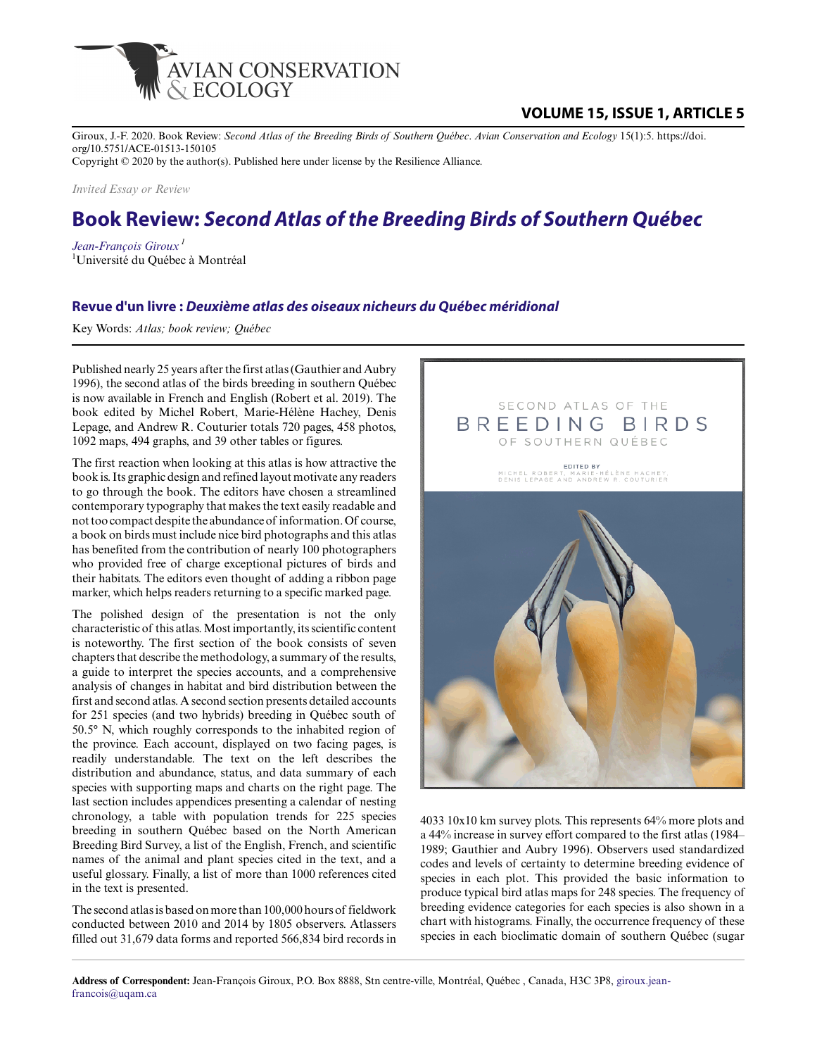Giroux, J.-F. 2020. Book Review: *Second Atlas of the Breeding Birds of Southern Québec*. *Avian Conservation and Ecology* 15(1):5. https://doi.org/10.5751/ACE-01513-150105

Copyright © 2020 by the author(s). Published here under license by the Resilience Alliance.

*Invited Essay or Review*

# Book Review: *Second Atlas of the Breeding Birds of Southern Québec*

*Jean-François Giroux* [1]

[1]Université du Québec à Montréal

## Revue d'un livre : *Deuxième atlas des oiseaux nicheurs du Québec méridional*

Key Words: *Atlas; book review; Québec*

---

Published nearly 25 years after the first atlas (Gauthier and Aubry 1996), the second atlas of the birds breeding in southern Québec is now available in French and English (Robert et al. 2019). The book edited by Michel Robert, Marie-Hélène Hachey, Denis Lepage, and Andrew R. Couturier totals 720 pages, 458 photos, 1092 maps, 494 graphs, and 39 other tables or figures.

The first reaction when looking at this atlas is how attractive the book is. Its graphic design and refined layout motivate any readers to go through the book. The editors have chosen a streamlined contemporary typography that makes the text easily readable and not too compact despite the abundance of information. Of course, a book on birds must include nice bird photographs and this atlas has benefited from the contribution of nearly 100 photographers who provided free of charge exceptional pictures of birds and their habitats. The editors even thought of adding a ribbon page marker, which helps readers returning to a specific marked page.

The polished design of the presentation is not the only characteristic of this atlas. Most importantly, its scientific content is noteworthy. The first section of the book consists of seven chapters that describe the methodology, a summary of the results, a guide to interpret the species accounts, and a comprehensive analysis of changes in habitat and bird distribution between the first and second atlas. A second section presents detailed accounts for 251 species (and two hybrids) breeding in Québec south of 50.5° N, which roughly corresponds to the inhabited region of the province. Each account, displayed on two facing pages, is readily understandable. The text on the left describes the distribution and abundance, status, and data summary of each species with supporting maps and charts on the right page. The last section includes appendices presenting a calendar of nesting chronology, a table with population trends for 225 species breeding in southern Québec based on the North American Breeding Bird Survey, a list of the English, French, and scientific names of the animal and plant species cited in the text, and a useful glossary. Finally, a list of more than 1000 references cited in the text is presented.

The second atlas is based on more than 100,000 hours of fieldwork conducted between 2010 and 2014 by 1805 observers. Atlassers filled out 31,679 data forms and reported 566,834 bird records in 4033 10x10 km survey plots. This represents 64% more plots and a 44% increase in survey effort compared to the first atlas (1984–1989; Gauthier and Aubry 1996). Observers used standardized codes and levels of certainty to determine breeding evidence of species in each plot. This provided the basic information to produce typical bird atlas maps for 248 species. The frequency of breeding evidence categories for each species is also shown in a chart with histograms. Finally, the occurrence frequency of these species in each bioclimatic domain of southern Québec (sugar

---

**Address of Correspondent:** Jean-François Giroux, P.O. Box 8888, Stn centre-ville, Montréal, Québec , Canada, H3C 3P8, giroux.jean-francois@uqam.ca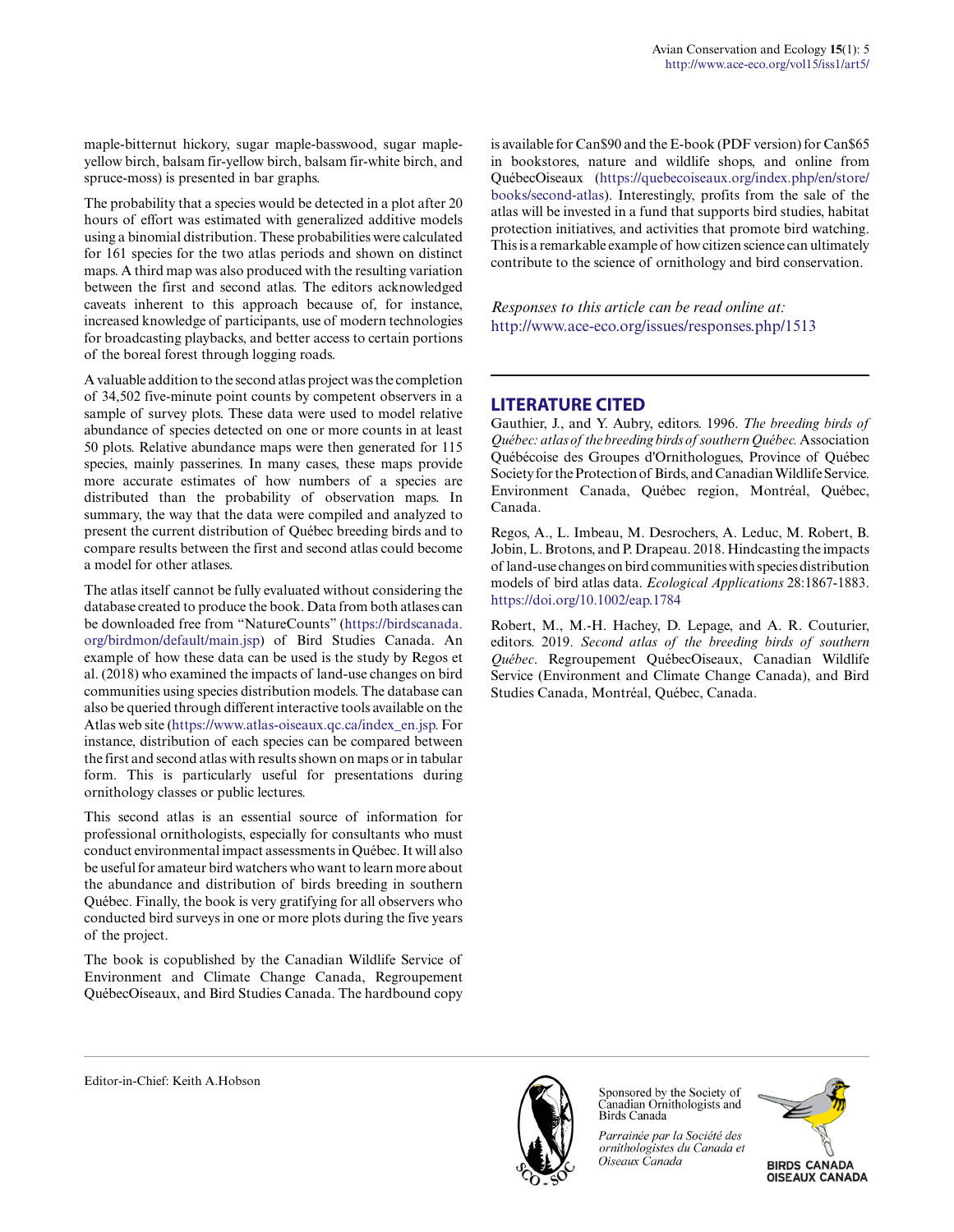maple-bitternut hickory, sugar maple-basswood, sugar maple-yellow birch, balsam fir-yellow birch, balsam fir-white birch, and spruce-moss) is presented in bar graphs.

The probability that a species would be detected in a plot after 20 hours of effort was estimated with generalized additive models using a binomial distribution. These probabilities were calculated for 161 species for the two atlas periods and shown on distinct maps. A third map was also produced with the resulting variation between the first and second atlas. The editors acknowledged caveats inherent to this approach because of, for instance, increased knowledge of participants, use of modern technologies for broadcasting playbacks, and better access to certain portions of the boreal forest through logging roads.

A valuable addition to the second atlas project was the completion of 34,502 five-minute point counts by competent observers in a sample of survey plots. These data were used to model relative abundance of species detected on one or more counts in at least 50 plots. Relative abundance maps were then generated for 115 species, mainly passerines. In many cases, these maps provide more accurate estimates of how numbers of a species are distributed than the probability of observation maps. In summary, the way that the data were compiled and analyzed to present the current distribution of Québec breeding birds and to compare results between the first and second atlas could become a model for other atlases.

The atlas itself cannot be fully evaluated without considering the database created to produce the book. Data from both atlases can be downloaded free from "NatureCounts" (https://birdscanada.org/birdmon/default/main.jsp) of Bird Studies Canada. An example of how these data can be used is the study by Regos et al. (2018) who examined the impacts of land-use changes on bird communities using species distribution models. The database can also be queried through different interactive tools available on the Atlas web site (https://www.atlas-oiseaux.qc.ca/index_en.jsp. For instance, distribution of each species can be compared between the first and second atlas with results shown on maps or in tabular form. This is particularly useful for presentations during ornithology classes or public lectures.

This second atlas is an essential source of information for professional ornithologists, especially for consultants who must conduct environmental impact assessments in Québec. It will also be useful for amateur bird watchers who want to learn more about the abundance and distribution of birds breeding in southern Québec. Finally, the book is very gratifying for all observers who conducted bird surveys in one or more plots during the five years of the project.

The book is copublished by the Canadian Wildlife Service of Environment and Climate Change Canada, Regroupement QuébecOiseaux, and Bird Studies Canada. The hardbound copy is available for Can$90 and the E-book (PDF version) for Can$65 in bookstores, nature and wildlife shops, and online from QuébecOiseaux (https://quebecoiseaux.org/index.php/en/store/books/second-atlas). Interestingly, profits from the sale of the atlas will be invested in a fund that supports bird studies, habitat protection initiatives, and activities that promote bird watching. This is a remarkable example of how citizen science can ultimately contribute to the science of ornithology and bird conservation.

*Responses to this article can be read online at:*
http://www.ace-eco.org/issues/responses.php/1513

## LITERATURE CITED

Gauthier, J., and Y. Aubry, editors. 1996. *The breeding birds of Québec: atlas of the breeding birds of southern Québec.* Association Québécoise des Groupes d'Ornithologues, Province of Québec Society for the Protection of Birds, and Canadian Wildlife Service. Environment Canada, Québec region, Montréal, Québec, Canada.

Regos, A., L. Imbeau, M. Desrochers, A. Leduc, M. Robert, B. Jobin, L. Brotons, and P. Drapeau. 2018. Hindcasting the impacts of land-use changes on bird communities with species distribution models of bird atlas data. *Ecological Applications* 28:1867-1883. https://doi.org/10.1002/eap.1784

Robert, M., M.-H. Hachey, D. Lepage, and A. R. Couturier, editors. 2019. *Second atlas of the breeding birds of southern Québec*. Regroupement QuébecOiseaux, Canadian Wildlife Service (Environment and Climate Change Canada), and Bird Studies Canada, Montréal, Québec, Canada.